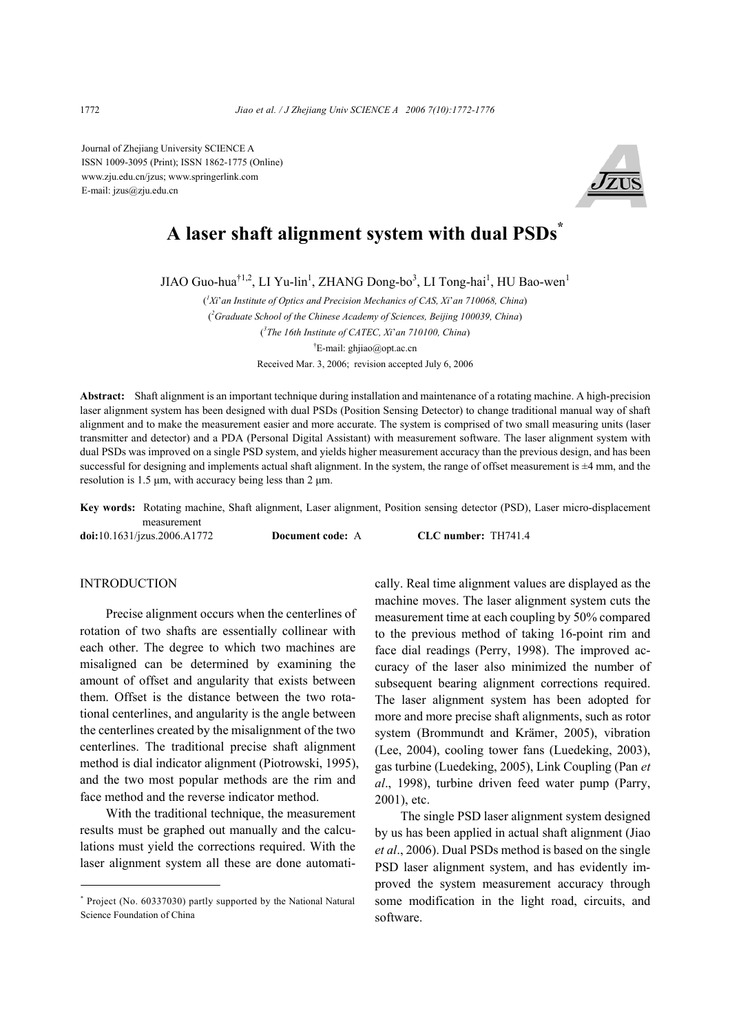Journal of Zhejiang University SCIENCE A
ISSN 1009-3095 (Print); ISSN 1862-1775 (Online)
www.zju.edu.cn/jzus; www.springerlink.com
E-mail: jzus@zju.edu.cn

# A laser shaft alignment system with dual PSDs*

JIAO Guo-hua[†1,2], LI Yu-lin[1], ZHANG Dong-bo[3], LI Tong-hai[1], HU Bao-wen[1]

([1]Xi'an Institute of Optics and Precision Mechanics of CAS, Xi'an 710068, China)
([2]Graduate School of the Chinese Academy of Sciences, Beijing 100039, China)
([3]The 16th Institute of CATEC, Xi'an 710100, China)
[†]E-mail: ghjiao@opt.ac.cn
Received Mar. 3, 2006; revision accepted July 6, 2006

**Abstract:** Shaft alignment is an important technique during installation and maintenance of a rotating machine. A high-precision laser alignment system has been designed with dual PSDs (Position Sensing Detector) to change traditional manual way of shaft alignment and to make the measurement easier and more accurate. The system is comprised of two small measuring units (laser transmitter and detector) and a PDA (Personal Digital Assistant) with measurement software. The laser alignment system with dual PSDs was improved on a single PSD system, and yields higher measurement accuracy than the previous design, and has been successful for designing and implements actual shaft alignment. In the system, the range of offset measurement is ±4 mm, and the resolution is 1.5 μm, with accuracy being less than 2 μm.

**Key words:** Rotating machine, Shaft alignment, Laser alignment, Position sensing detector (PSD), Laser micro-displacement measurement

**doi:**10.1631/jzus.2006.A1772 **Document code:** A **CLC number:** TH741.4

## INTRODUCTION

Precise alignment occurs when the centerlines of rotation of two shafts are essentially collinear with each other. The degree to which two machines are misaligned can be determined by examining the amount of offset and angularity that exists between them. Offset is the distance between the two rotational centerlines, and angularity is the angle between the centerlines created by the misalignment of the two centerlines. The traditional precise shaft alignment method is dial indicator alignment (Piotrowski, 1995), and the two most popular methods are the rim and face method and the reverse indicator method.

With the traditional technique, the measurement results must be graphed out manually and the calculations must yield the corrections required. With the laser alignment system all these are done automatically. Real time alignment values are displayed as the machine moves. The laser alignment system cuts the measurement time at each coupling by 50% compared to the previous method of taking 16-point rim and face dial readings (Perry, 1998). The improved accuracy of the laser also minimized the number of subsequent bearing alignment corrections required. The laser alignment system has been adopted for more and more precise shaft alignments, such as rotor system (Brommundt and Krämer, 2005), vibration (Lee, 2004), cooling tower fans (Luedeking, 2003), gas turbine (Luedeking, 2005), Link Coupling (Pan *et al*., 1998), turbine driven feed water pump (Parry, 2001), etc.

The single PSD laser alignment system designed by us has been applied in actual shaft alignment (Jiao *et al*., 2006). Dual PSDs method is based on the single PSD laser alignment system, and has evidently improved the system measurement accuracy through some modification in the light road, circuits, and software.

* Project (No. 60337030) partly supported by the National Natural Science Foundation of China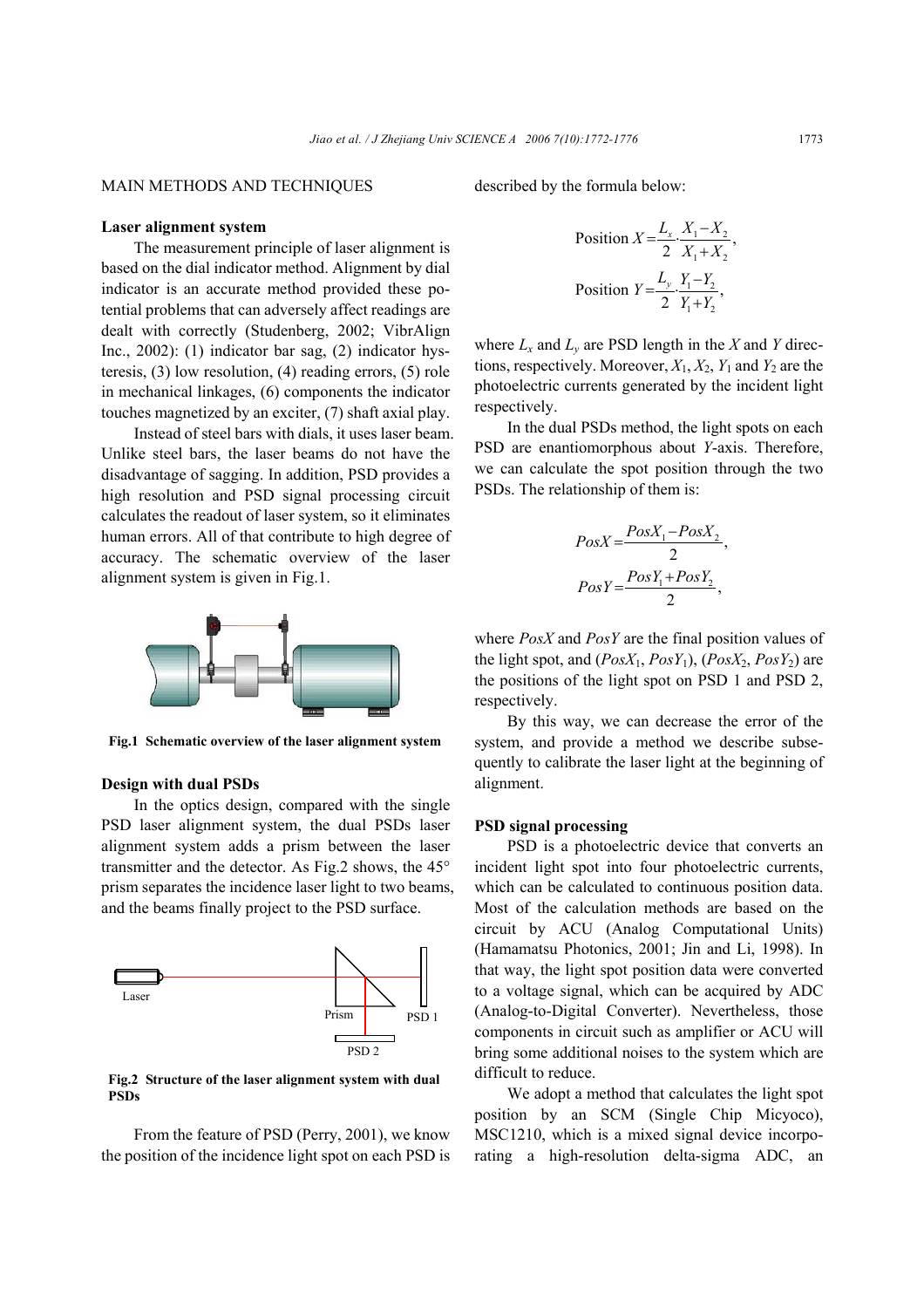## MAIN METHODS AND TECHNIQUES

### Laser alignment system

The measurement principle of laser alignment is based on the dial indicator method. Alignment by dial indicator is an accurate method provided these potential problems that can adversely affect readings are dealt with correctly (Studenberg, 2002; VibrAlign Inc., 2002): (1) indicator bar sag, (2) indicator hysteresis, (3) low resolution, (4) reading errors, (5) role in mechanical linkages, (6) components the indicator touches magnetized by an exciter, (7) shaft axial play.

Instead of steel bars with dials, it uses laser beam. Unlike steel bars, the laser beams do not have the disadvantage of sagging. In addition, PSD provides a high resolution and PSD signal processing circuit calculates the readout of laser system, so it eliminates human errors. All of that contribute to high degree of accuracy. The schematic overview of the laser alignment system is given in Fig.1.

**Fig.1 Schematic overview of the laser alignment system**

### Design with dual PSDs

In the optics design, compared with the single PSD laser alignment system, the dual PSDs laser alignment system adds a prism between the laser transmitter and the detector. As Fig.2 shows, the 45° prism separates the incidence laser light to two beams, and the beams finally project to the PSD surface.

**Fig.2 Structure of the laser alignment system with dual PSDs**

From the feature of PSD (Perry, 2001), we know the position of the incidence light spot on each PSD is described by the formula below:

$$\text{Position } X = \frac{L_x}{2} \cdot \frac{X_1 - X_2}{X_1 + X_2},$$

$$\text{Position } Y = \frac{L_y}{2} \cdot \frac{Y_1 - Y_2}{Y_1 + Y_2},$$

where $L_x$ and $L_y$ are PSD length in the $X$ and $Y$ directions, respectively. Moreover, $X_1$, $X_2$, $Y_1$ and $Y_2$ are the photoelectric currents generated by the incident light respectively.

In the dual PSDs method, the light spots on each PSD are enantiomorphous about $Y$-axis. Therefore, we can calculate the spot position through the two PSDs. The relationship of them is:

$$PosX = \frac{PosX_1 - PosX_2}{2},$$

$$PosY = \frac{PosY_1 + PosY_2}{2},$$

where $PosX$ and $PosY$ are the final position values of the light spot, and ($PosX_1$, $PosY_1$), ($PosX_2$, $PosY_2$) are the positions of the light spot on PSD 1 and PSD 2, respectively.

By this way, we can decrease the error of the system, and provide a method we describe subsequently to calibrate the laser light at the beginning of alignment.

### PSD signal processing

PSD is a photoelectric device that converts an incident light spot into four photoelectric currents, which can be calculated to continuous position data. Most of the calculation methods are based on the circuit by ACU (Analog Computational Units) (Hamamatsu Photonics, 2001; Jin and Li, 1998). In that way, the light spot position data were converted to a voltage signal, which can be acquired by ADC (Analog-to-Digital Converter). Nevertheless, those components in circuit such as amplifier or ACU will bring some additional noises to the system which are difficult to reduce.

We adopt a method that calculates the light spot position by an SCM (Single Chip Micyoco), MSC1210, which is a mixed signal device incorporating a high-resolution delta-sigma ADC, an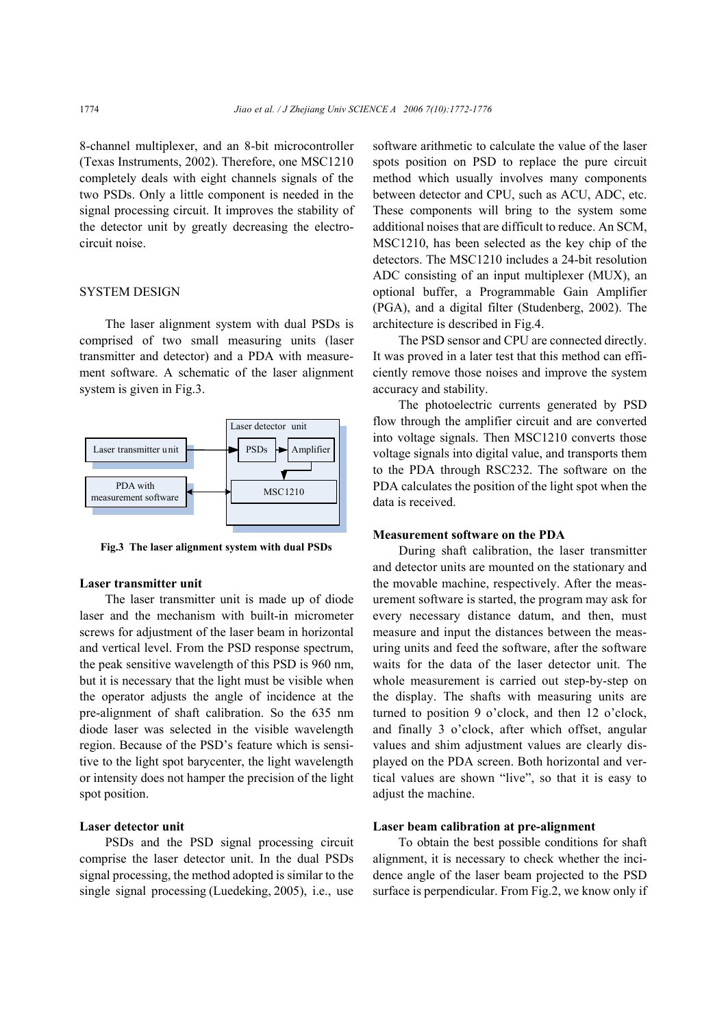8-channel multiplexer, and an 8-bit microcontroller (Texas Instruments, 2002). Therefore, one MSC1210 completely deals with eight channels signals of the two PSDs. Only a little component is needed in the signal processing circuit. It improves the stability of the detector unit by greatly decreasing the electro-circuit noise.

## SYSTEM DESIGN

The laser alignment system with dual PSDs is comprised of two small measuring units (laser transmitter and detector) and a PDA with measurement software. A schematic of the laser alignment system is given in Fig.3.

Laser transmitter unit → Laser detector unit (PSDs → Amplifier → MSC1210) ↔ PDA with measurement software

**Fig.3 The laser alignment system with dual PSDs**

### Laser transmitter unit

The laser transmitter unit is made up of diode laser and the mechanism with built-in micrometer screws for adjustment of the laser beam in horizontal and vertical level. From the PSD response spectrum, the peak sensitive wavelength of this PSD is 960 nm, but it is necessary that the light must be visible when the operator adjusts the angle of incidence at the pre-alignment of shaft calibration. So the 635 nm diode laser was selected in the visible wavelength region. Because of the PSD's feature which is sensitive to the light spot barycenter, the light wavelength or intensity does not hamper the precision of the light spot position.

### Laser detector unit

PSDs and the PSD signal processing circuit comprise the laser detector unit. In the dual PSDs signal processing, the method adopted is similar to the single signal processing (Luedeking, 2005), i.e., use software arithmetic to calculate the value of the laser spots position on PSD to replace the pure circuit method which usually involves many components between detector and CPU, such as ACU, ADC, etc. These components will bring to the system some additional noises that are difficult to reduce. An SCM, MSC1210, has been selected as the key chip of the detectors. The MSC1210 includes a 24-bit resolution ADC consisting of an input multiplexer (MUX), an optional buffer, a Programmable Gain Amplifier (PGA), and a digital filter (Studenberg, 2002). The architecture is described in Fig.4.

The PSD sensor and CPU are connected directly. It was proved in a later test that this method can efficiently remove those noises and improve the system accuracy and stability.

The photoelectric currents generated by PSD flow through the amplifier circuit and are converted into voltage signals. Then MSC1210 converts those voltage signals into digital value, and transports them to the PDA through RSC232. The software on the PDA calculates the position of the light spot when the data is received.

### Measurement software on the PDA

During shaft calibration, the laser transmitter and detector units are mounted on the stationary and the movable machine, respectively. After the measurement software is started, the program may ask for every necessary distance datum, and then, must measure and input the distances between the measuring units and feed the software, after the software waits for the data of the laser detector unit. The whole measurement is carried out step-by-step on the display. The shafts with measuring units are turned to position 9 o'clock, and then 12 o'clock, and finally 3 o'clock, after which offset, angular values and shim adjustment values are clearly displayed on the PDA screen. Both horizontal and vertical values are shown "live", so that it is easy to adjust the machine.

### Laser beam calibration at pre-alignment

To obtain the best possible conditions for shaft alignment, it is necessary to check whether the incidence angle of the laser beam projected to the PSD surface is perpendicular. From Fig.2, we know only if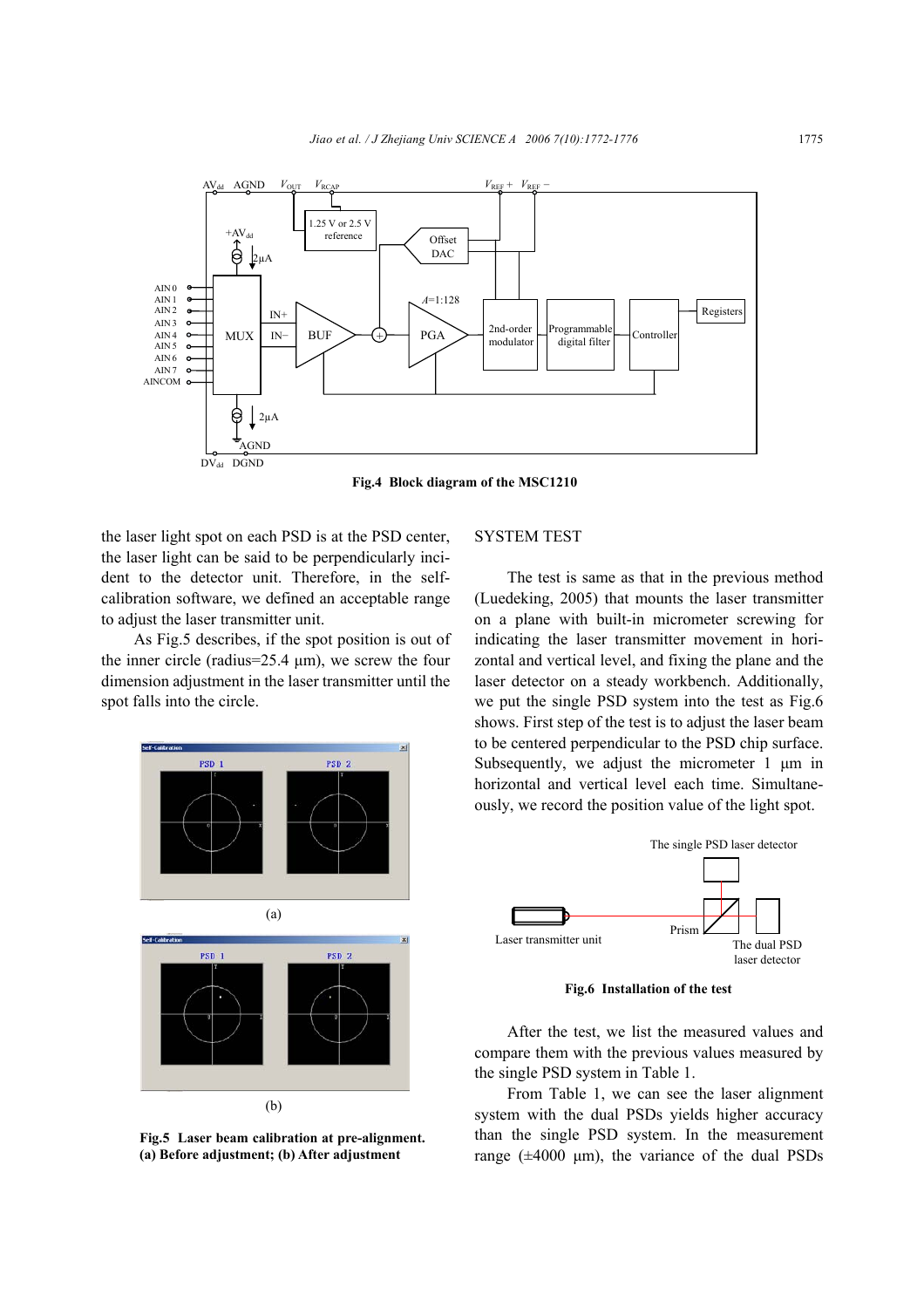**Fig.4 Block diagram of the MSC1210**

the laser light spot on each PSD is at the PSD center, the laser light can be said to be perpendicularly incident to the detector unit. Therefore, in the self-calibration software, we defined an acceptable range to adjust the laser transmitter unit.

As Fig.5 describes, if the spot position is out of the inner circle (radius=25.4 μm), we screw the four dimension adjustment in the laser transmitter unit until the spot falls into the circle.

(a)

(b)

**Fig.5 Laser beam calibration at pre-alignment. (a) Before adjustment; (b) After adjustment**

SYSTEM TEST

The test is same as that in the previous method (Luedeking, 2005) that mounts the laser transmitter on a plane with built-in micrometer screwing for indicating the laser transmitter movement in horizontal and vertical level, and fixing the plane and the laser detector on a steady workbench. Additionally, we put the single PSD system into the test as Fig.6 shows. First step of the test is to adjust the laser beam to be centered perpendicular to the PSD chip surface. Subsequently, we adjust the micrometer 1 μm in horizontal and vertical level each time. Simultaneously, we record the position value of the light spot.

**Fig.6 Installation of the test**

After the test, we list the measured values and compare them with the previous values measured by the single PSD system in Table 1.

From Table 1, we can see the laser alignment system with the dual PSDs yields higher accuracy than the single PSD system. In the measurement range (±4000 μm), the variance of the dual PSDs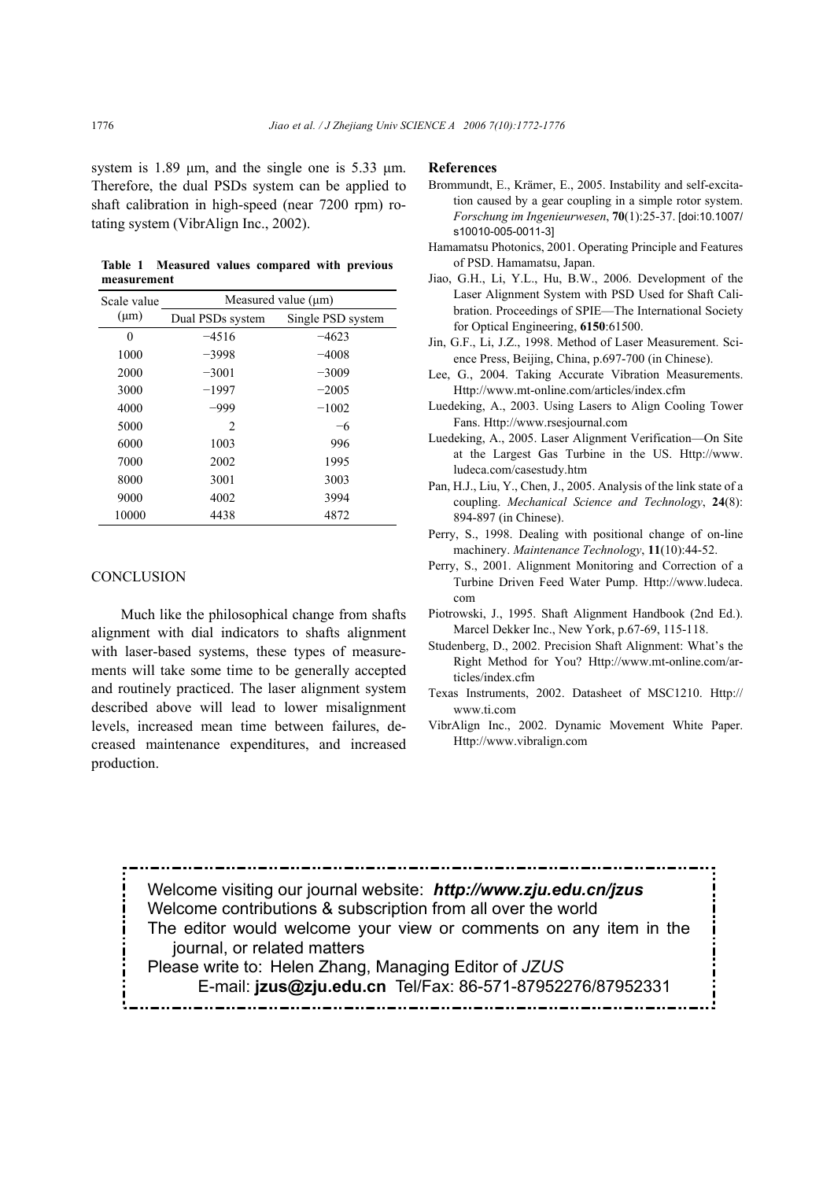system is 1.89 μm, and the single one is 5.33 μm. Therefore, the dual PSDs system can be applied to shaft calibration in high-speed (near 7200 rpm) rotating system (VibrAlign Inc., 2002).

**Table 1 Measured values compared with previous measurement**

| Scale value (μm) | Measured value (μm) | |
|---|---|---|
| | Dual PSDs system | Single PSD system |
| 0 | −4516 | −4623 |
| 1000 | −3998 | −4008 |
| 2000 | −3001 | −3009 |
| 3000 | −1997 | −2005 |
| 4000 | −999 | −1002 |
| 5000 | 2 | −6 |
| 6000 | 1003 | 996 |
| 7000 | 2002 | 1995 |
| 8000 | 3001 | 3003 |
| 9000 | 4002 | 3994 |
| 10000 | 4438 | 4872 |

## CONCLUSION

Much like the philosophical change from shafts alignment with dial indicators to shafts alignment with laser-based systems, these types of measurements will take some time to be generally accepted and routinely practiced. The laser alignment system described above will lead to lower misalignment levels, increased mean time between failures, decreased maintenance expenditures, and increased production.

## References

Brommundt, E., Krämer, E., 2005. Instability and self-excitation caused by a gear coupling in a simple rotor system. *Forschung im Ingenieurwesen*, **70**(1):25-37. [doi:10.1007/s10010-005-0011-3]

Hamamatsu Photonics, 2001. Operating Principle and Features of PSD. Hamamatsu, Japan.

Jiao, G.H., Li, Y.L., Hu, B.W., 2006. Development of the Laser Alignment System with PSD Used for Shaft Calibration. Proceedings of SPIE—The International Society for Optical Engineering, **6150**:61500.

Jin, G.F., Li, J.Z., 1998. Method of Laser Measurement. Science Press, Beijing, China, p.697-700 (in Chinese).

Lee, G., 2004. Taking Accurate Vibration Measurements. Http://www.mt-online.com/articles/index.cfm

Luedeking, A., 2003. Using Lasers to Align Cooling Tower Fans. Http://www.rsesjournal.com

Luedeking, A., 2005. Laser Alignment Verification—On Site at the Largest Gas Turbine in the US. Http://www.ludeca.com/casestudy.htm

Pan, H.J., Liu, Y., Chen, J., 2005. Analysis of the link state of a coupling. *Mechanical Science and Technology*, **24**(8):894-897 (in Chinese).

Perry, S., 1998. Dealing with positional change of on-line machinery. *Maintenance Technology*, **11**(10):44-52.

Perry, S., 2001. Alignment Monitoring and Correction of a Turbine Driven Feed Water Pump. Http://www.ludeca.com

Piotrowski, J., 1995. Shaft Alignment Handbook (2nd Ed.). Marcel Dekker Inc., New York, p.67-69, 115-118.

Studenberg, D., 2002. Precision Shaft Alignment: What's the Right Method for You? Http://www.mt-online.com/articles/index.cfm

Texas Instruments, 2002. Datasheet of MSC1210. Http://www.ti.com

VibrAlign Inc., 2002. Dynamic Movement White Paper. Http://www.vibralign.com

Welcome visiting our journal website: ***http://www.zju.edu.cn/jzus***
Welcome contributions & subscription from all over the world
The editor would welcome your view or comments on any item in the journal, or related matters
Please write to: Helen Zhang, Managing Editor of *JZUS*
E-mail: **jzus@zju.edu.cn** Tel/Fax: 86-571-87952276/87952331